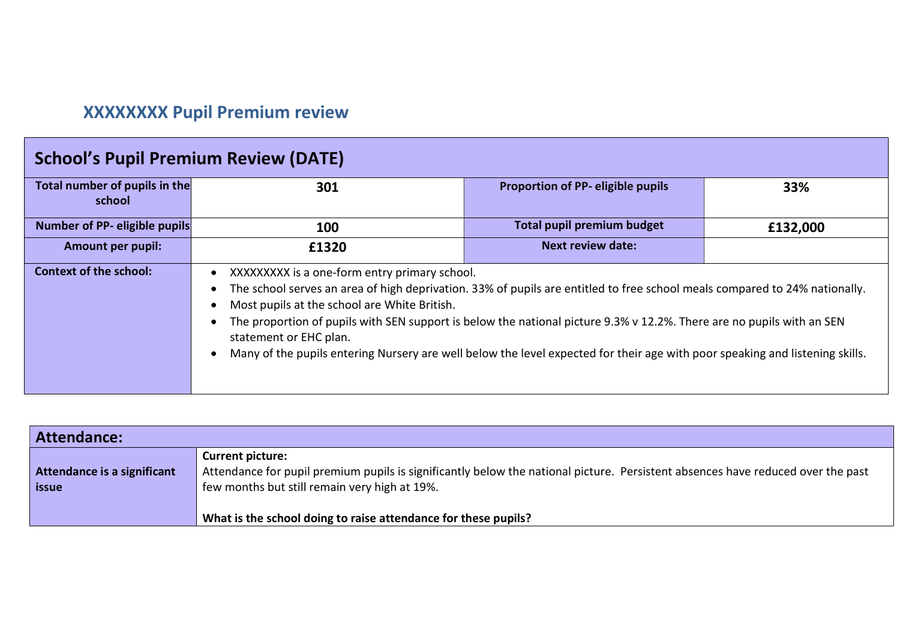## XXXXXXXX Pupil Premium review

| School's Pupil Premium Review (DATE) | | | |
|---|---|---|---|
| **Total number of pupils in the school** | **301** | **Proportion of PP- eligible pupils** | **33%** |
| **Number of PP- eligible pupils** | **100** | **Total pupil premium budget** | **£132,000** |
| **Amount per pupil:** | **£1320** | **Next review date:** | |
| **Context of the school:** | • XXXXXXXXX is a one-form entry primary school.<br>• The school serves an area of high deprivation. 33% of pupils are entitled to free school meals compared to 24% nationally.<br>• Most pupils at the school are White British.<br>• The proportion of pupils with SEN support is below the national picture 9.3% v 12.2%. There are no pupils with an SEN statement or EHC plan.<br>• Many of the pupils entering Nursery are well below the level expected for their age with poor speaking and listening skills. | | |

| Attendance: | |
|---|---|
| **Attendance is a significant issue** | **Current picture:**<br>Attendance for pupil premium pupils is significantly below the national picture. Persistent absences have reduced over the past few months but still remain very high at 19%.<br><br>**What is the school doing to raise attendance for these pupils?** |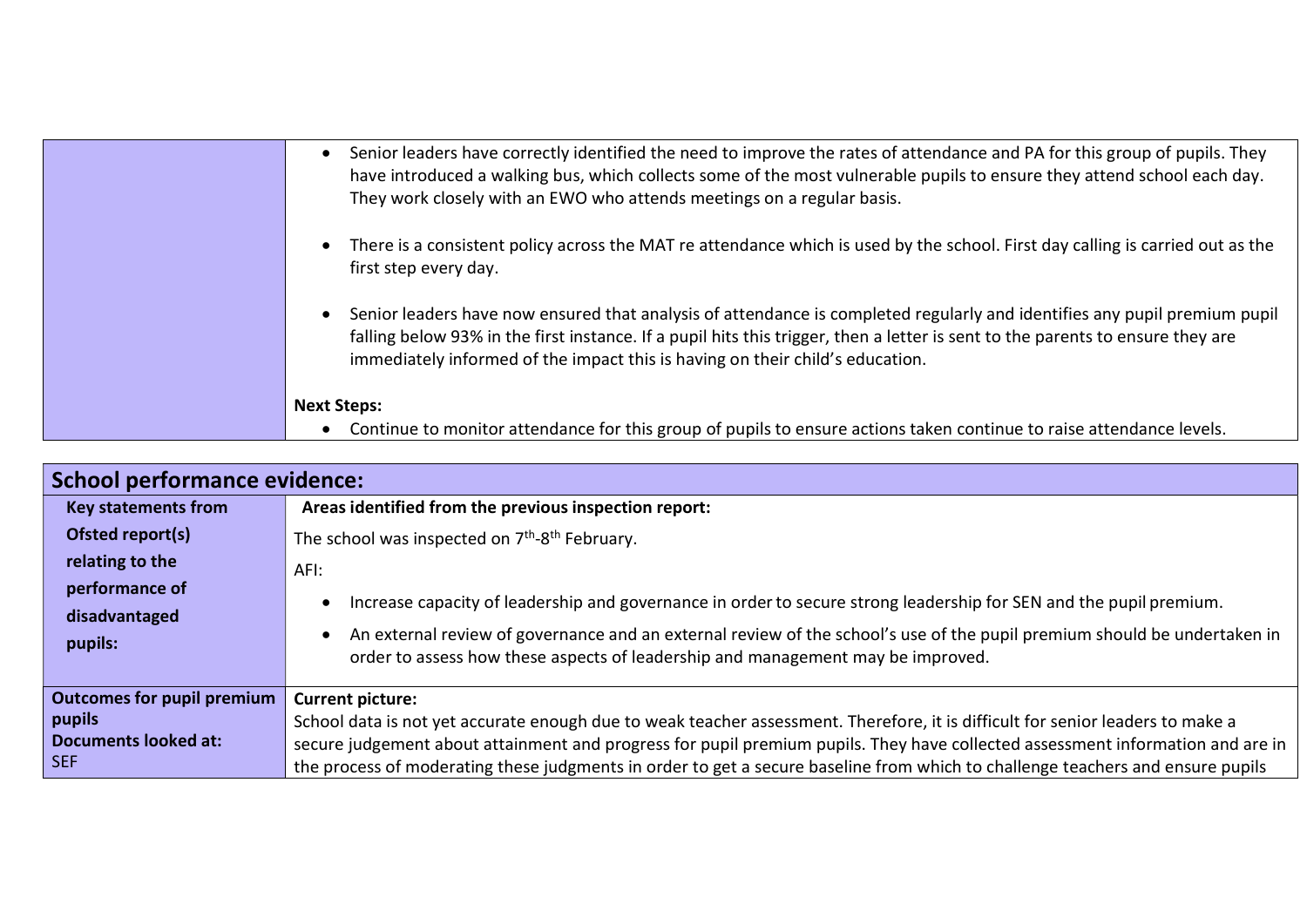| | |
|---|---|
| | • Senior leaders have correctly identified the need to improve the rates of attendance and PA for this group of pupils. They have introduced a walking bus, which collects some of the most vulnerable pupils to ensure they attend school each day. They work closely with an EWO who attends meetings on a regular basis.<br><br>• There is a consistent policy across the MAT re attendance which is used by the school. First day calling is carried out as the first step every day.<br><br>• Senior leaders have now ensured that analysis of attendance is completed regularly and identifies any pupil premium pupil falling below 93% in the first instance. If a pupil hits this trigger, then a letter is sent to the parents to ensure they are immediately informed of the impact this is having on their child's education.<br><br>**Next Steps:**<br>• Continue to monitor attendance for this group of pupils to ensure actions taken continue to raise attendance levels. |

| **School performance evidence:** | |
|---|---|
| **Key statements from Ofsted report(s) relating to the performance of disadvantaged pupils:** | **Areas identified from the previous inspection report:**<br><br>The school was inspected on 7th-8th February.<br><br>AFI:<br><br>• Increase capacity of leadership and governance in order to secure strong leadership for SEN and the pupil premium.<br><br>• An external review of governance and an external review of the school's use of the pupil premium should be undertaken in order to assess how these aspects of leadership and management may be improved. |
| **Outcomes for pupil premium pupils**<br>**Documents looked at:**<br>SEF | **Current picture:**<br>School data is not yet accurate enough due to weak teacher assessment. Therefore, it is difficult for senior leaders to make a secure judgement about attainment and progress for pupil premium pupils. They have collected assessment information and are in the process of moderating these judgments in order to get a secure baseline from which to challenge teachers and ensure pupils |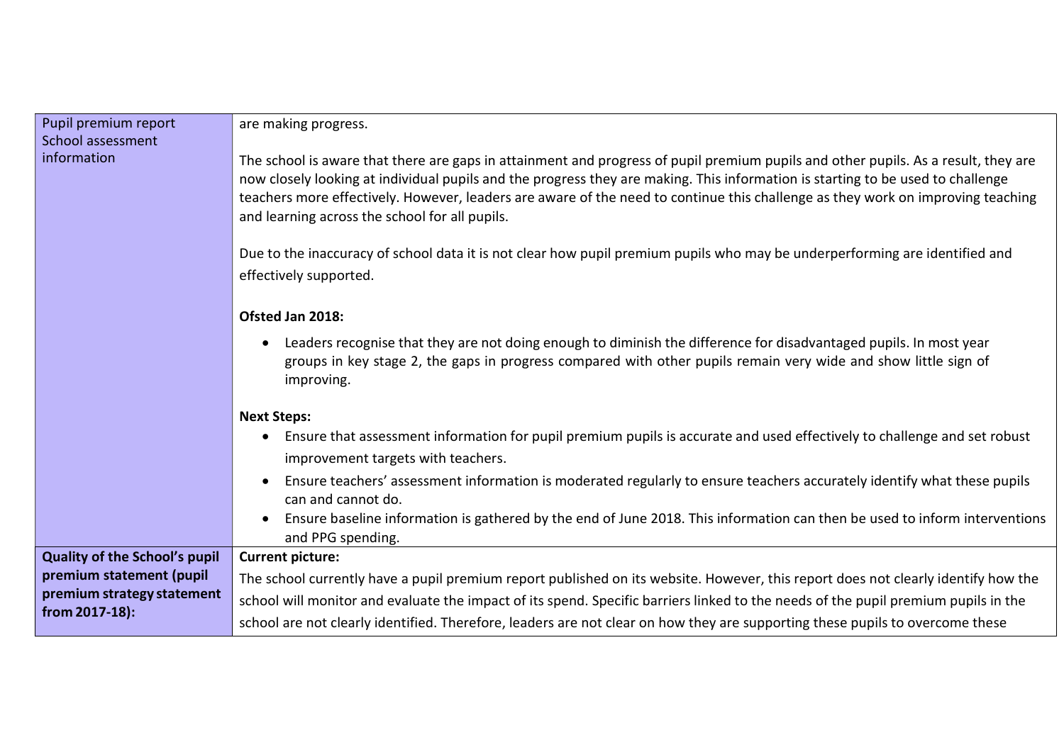| Pupil premium report<br>School assessment information | are making progress.<br><br>The school is aware that there are gaps in attainment and progress of pupil premium pupils and other pupils. As a result, they are now closely looking at individual pupils and the progress they are making. This information is starting to be used to challenge teachers more effectively. However, leaders are aware of the need to continue this challenge as they work on improving teaching and learning across the school for all pupils.<br><br>Due to the inaccuracy of school data it is not clear how pupil premium pupils who may be underperforming are identified and effectively supported.<br><br>**Ofsted Jan 2018:**<br><br>• Leaders recognise that they are not doing enough to diminish the difference for disadvantaged pupils. In most year groups in key stage 2, the gaps in progress compared with other pupils remain very wide and show little sign of improving.<br><br>**Next Steps:**<br>• Ensure that assessment information for pupil premium pupils is accurate and used effectively to challenge and set robust improvement targets with teachers.<br>• Ensure teachers' assessment information is moderated regularly to ensure teachers accurately identify what these pupils can and cannot do.<br>• Ensure baseline information is gathered by the end of June 2018. This information can then be used to inform interventions and PPG spending. |
|---|---|
| **Quality of the School's pupil premium statement (pupil premium strategy statement from 2017-18):** | **Current picture:**<br>The school currently have a pupil premium report published on its website. However, this report does not clearly identify how the school will monitor and evaluate the impact of its spend. Specific barriers linked to the needs of the pupil premium pupils in the school are not clearly identified. Therefore, leaders are not clear on how they are supporting these pupils to overcome these |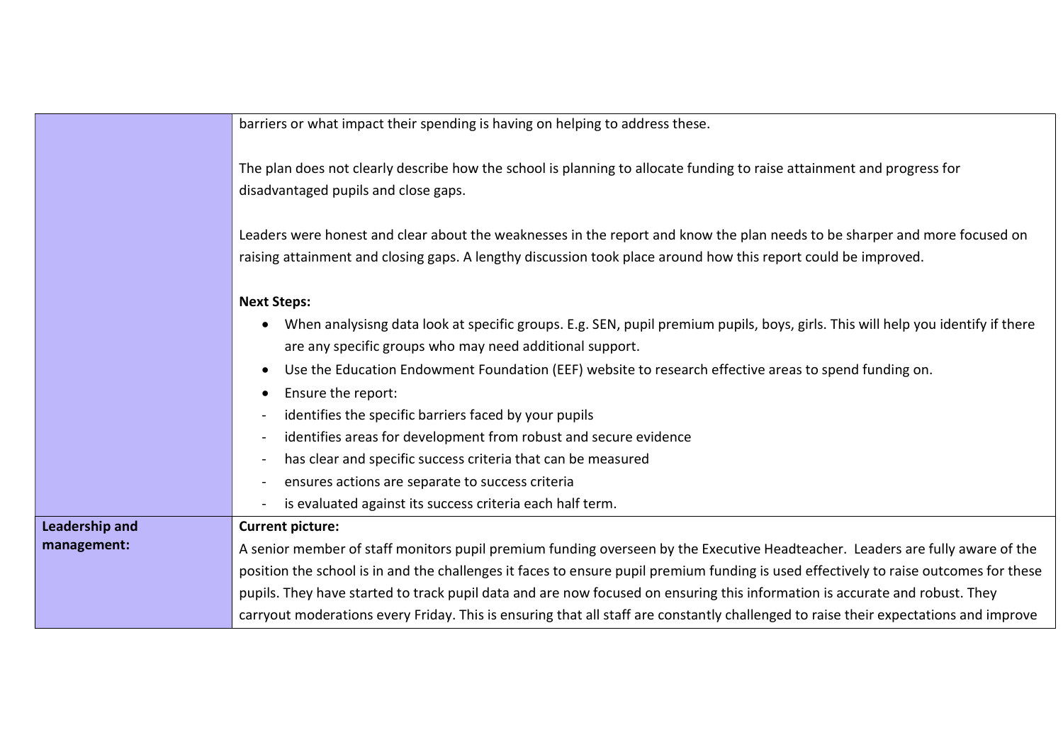| | |
|---|---|
| | barriers or what impact their spending is having on helping to address these.<br><br>The plan does not clearly describe how the school is planning to allocate funding to raise attainment and progress for disadvantaged pupils and close gaps.<br><br>Leaders were honest and clear about the weaknesses in the report and know the plan needs to be sharper and more focused on raising attainment and closing gaps. A lengthy discussion took place around how this report could be improved.<br><br>**Next Steps:**<br>• When analysisng data look at specific groups. E.g. SEN, pupil premium pupils, boys, girls. This will help you identify if there are any specific groups who may need additional support.<br>• Use the Education Endowment Foundation (EEF) website to research effective areas to spend funding on.<br>• Ensure the report:<br>- identifies the specific barriers faced by your pupils<br>- identifies areas for development from robust and secure evidence<br>- has clear and specific success criteria that can be measured<br>- ensures actions are separate to success criteria<br>- is evaluated against its success criteria each half term. |
| **Leadership and management:** | **Current picture:**<br>A senior member of staff monitors pupil premium funding overseen by the Executive Headteacher. Leaders are fully aware of the position the school is in and the challenges it faces to ensure pupil premium funding is used effectively to raise outcomes for these pupils. They have started to track pupil data and are now focused on ensuring this information is accurate and robust. They carryout moderations every Friday. This is ensuring that all staff are constantly challenged to raise their expectations and improve |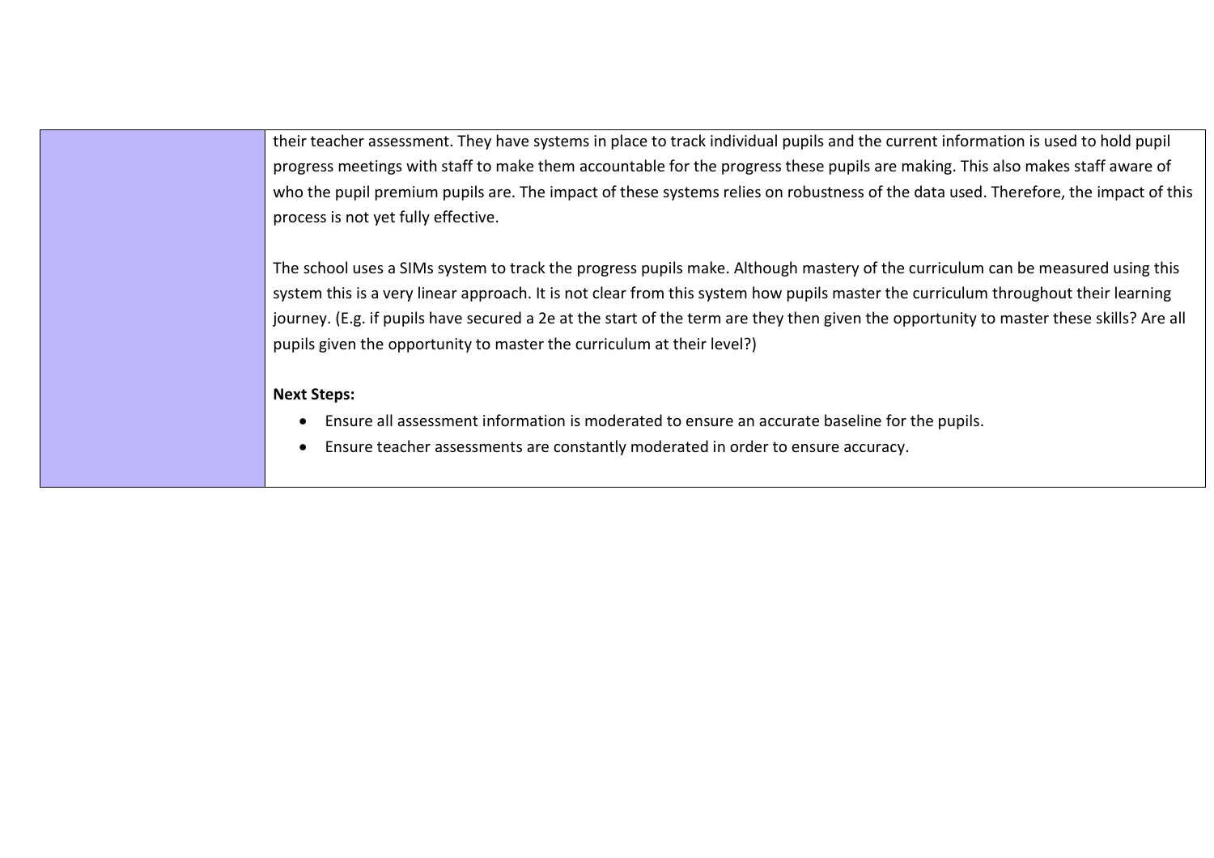| | |
|---|---|
| | their teacher assessment. They have systems in place to track individual pupils and the current information is used to hold pupil progress meetings with staff to make them accountable for the progress these pupils are making. This also makes staff aware of who the pupil premium pupils are. The impact of these systems relies on robustness of the data used. Therefore, the impact of this process is not yet fully effective.<br><br>The school uses a SIMs system to track the progress pupils make. Although mastery of the curriculum can be measured using this system this is a very linear approach. It is not clear from this system how pupils master the curriculum throughout their learning journey. (E.g. if pupils have secured a 2e at the start of the term are they then given the opportunity to master these skills? Are all pupils given the opportunity to master the curriculum at their level?)<br><br>**Next Steps:**<br>• Ensure all assessment information is moderated to ensure an accurate baseline for the pupils.<br>• Ensure teacher assessments are constantly moderated in order to ensure accuracy. |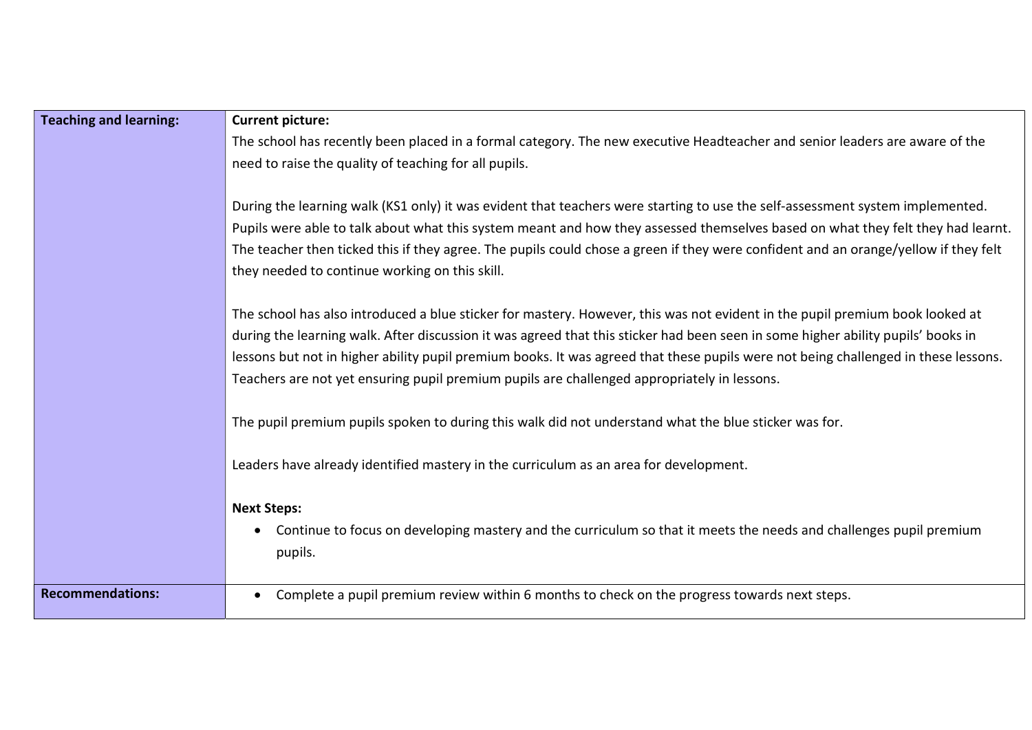| Teaching and learning: | Current picture: |
|---|---|
| | The school has recently been placed in a formal category. The new executive Headteacher and senior leaders are aware of the need to raise the quality of teaching for all pupils.<br><br>During the learning walk (KS1 only) it was evident that teachers were starting to use the self-assessment system implemented. Pupils were able to talk about what this system meant and how they assessed themselves based on what they felt they had learnt. The teacher then ticked this if they agree. The pupils could chose a green if they were confident and an orange/yellow if they felt they needed to continue working on this skill.<br><br>The school has also introduced a blue sticker for mastery. However, this was not evident in the pupil premium book looked at during the learning walk. After discussion it was agreed that this sticker had been seen in some higher ability pupils' books in lessons but not in higher ability pupil premium books. It was agreed that these pupils were not being challenged in these lessons. Teachers are not yet ensuring pupil premium pupils are challenged appropriately in lessons.<br><br>The pupil premium pupils spoken to during this walk did not understand what the blue sticker was for.<br><br>Leaders have already identified mastery in the curriculum as an area for development.<br><br>**Next Steps:**<br>• Continue to focus on developing mastery and the curriculum so that it meets the needs and challenges pupil premium pupils. |
| **Recommendations:** | • Complete a pupil premium review within 6 months to check on the progress towards next steps. |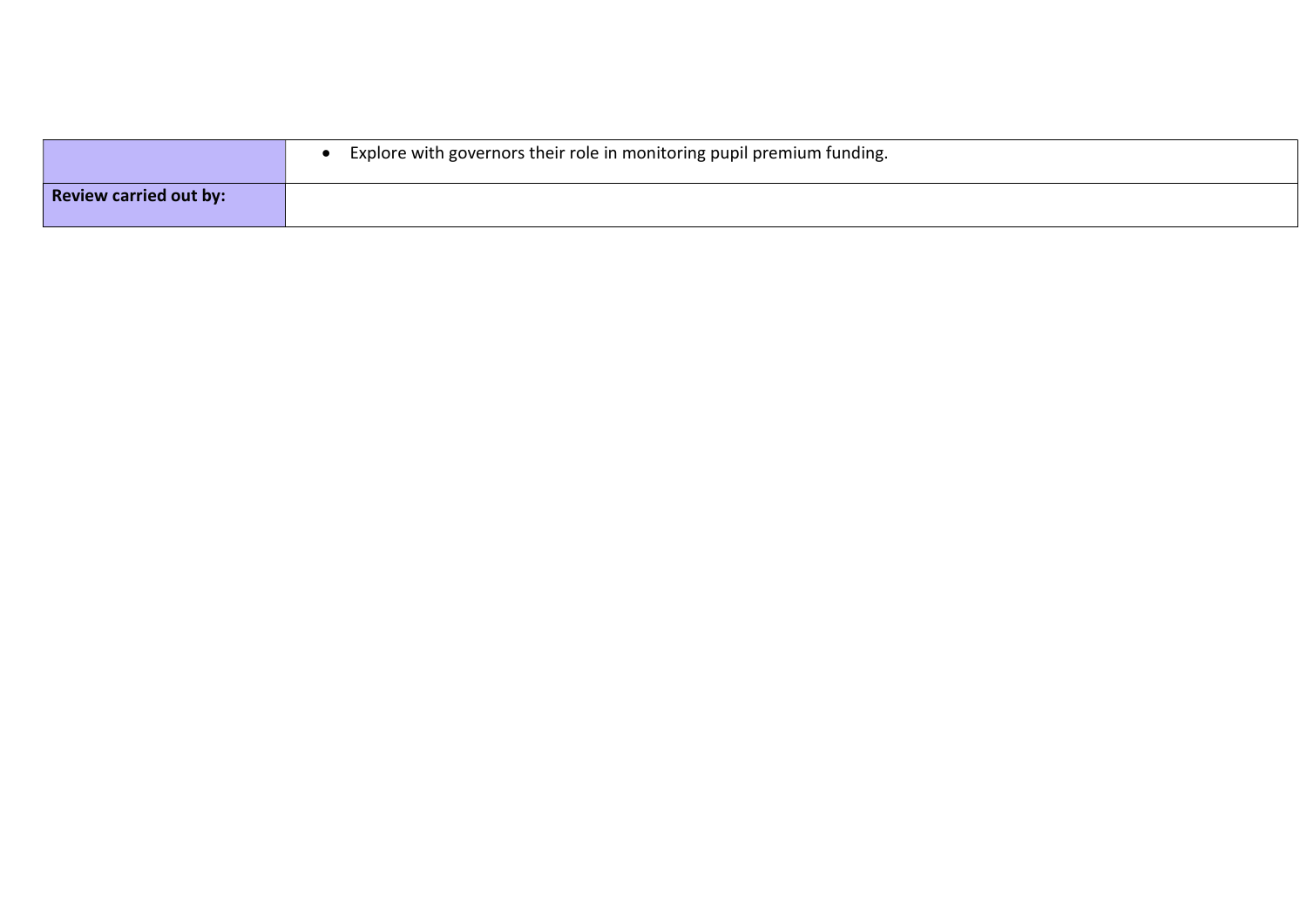| | |
|---|---|
| | • Explore with governors their role in monitoring pupil premium funding. |
| **Review carried out by:** | |